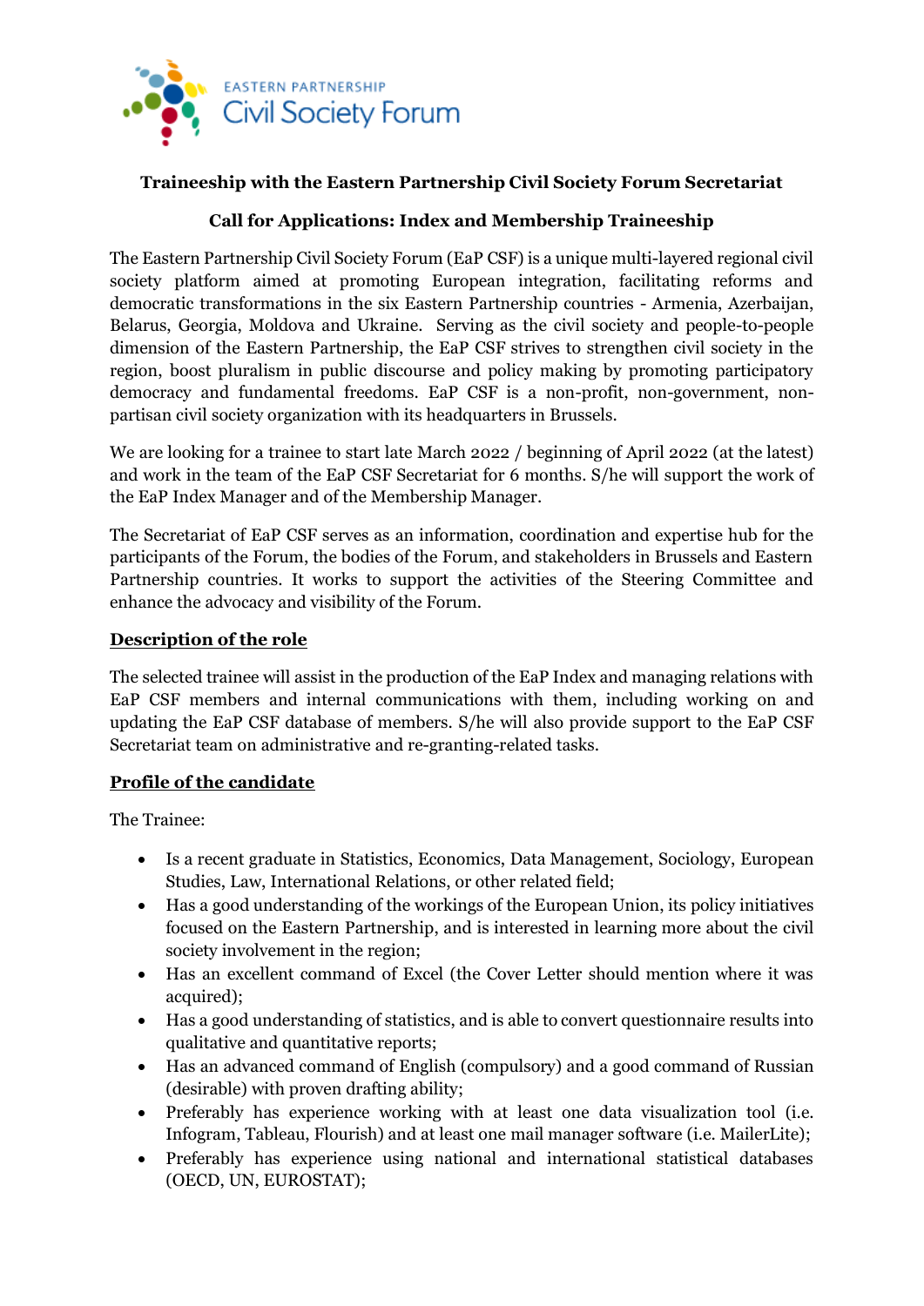EASTERN PARTNERSHIP
Civil Society Forum

**Traineeship with the Eastern Partnership Civil Society Forum Secretariat**

**Call for Applications: Index and Membership Traineeship**

The Eastern Partnership Civil Society Forum (EaP CSF) is a unique multi-layered regional civil society platform aimed at promoting European integration, facilitating reforms and democratic transformations in the six Eastern Partnership countries - Armenia, Azerbaijan, Belarus, Georgia, Moldova and Ukraine. Serving as the civil society and people-to-people dimension of the Eastern Partnership, the EaP CSF strives to strengthen civil society in the region, boost pluralism in public discourse and policy making by promoting participatory democracy and fundamental freedoms. EaP CSF is a non-profit, non-government, non-partisan civil society organization with its headquarters in Brussels.

We are looking for a trainee to start late March 2022 / beginning of April 2022 (at the latest) and work in the team of the EaP CSF Secretariat for 6 months. S/he will support the work of the EaP Index Manager and of the Membership Manager.

The Secretariat of EaP CSF serves as an information, coordination and expertise hub for the participants of the Forum, the bodies of the Forum, and stakeholders in Brussels and Eastern Partnership countries. It works to support the activities of the Steering Committee and enhance the advocacy and visibility of the Forum.

## Description of the role

The selected trainee will assist in the production of the EaP Index and managing relations with EaP CSF members and internal communications with them, including working on and updating the EaP CSF database of members. S/he will also provide support to the EaP CSF Secretariat team on administrative and re-granting-related tasks.

## Profile of the candidate

The Trainee:

- Is a recent graduate in Statistics, Economics, Data Management, Sociology, European Studies, Law, International Relations, or other related field;
- Has a good understanding of the workings of the European Union, its policy initiatives focused on the Eastern Partnership, and is interested in learning more about the civil society involvement in the region;
- Has an excellent command of Excel (the Cover Letter should mention where it was acquired);
- Has a good understanding of statistics, and is able to convert questionnaire results into qualitative and quantitative reports;
- Has an advanced command of English (compulsory) and a good command of Russian (desirable) with proven drafting ability;
- Preferably has experience working with at least one data visualization tool (i.e. Infogram, Tableau, Flourish) and at least one mail manager software (i.e. MailerLite);
- Preferably has experience using national and international statistical databases (OECD, UN, EUROSTAT);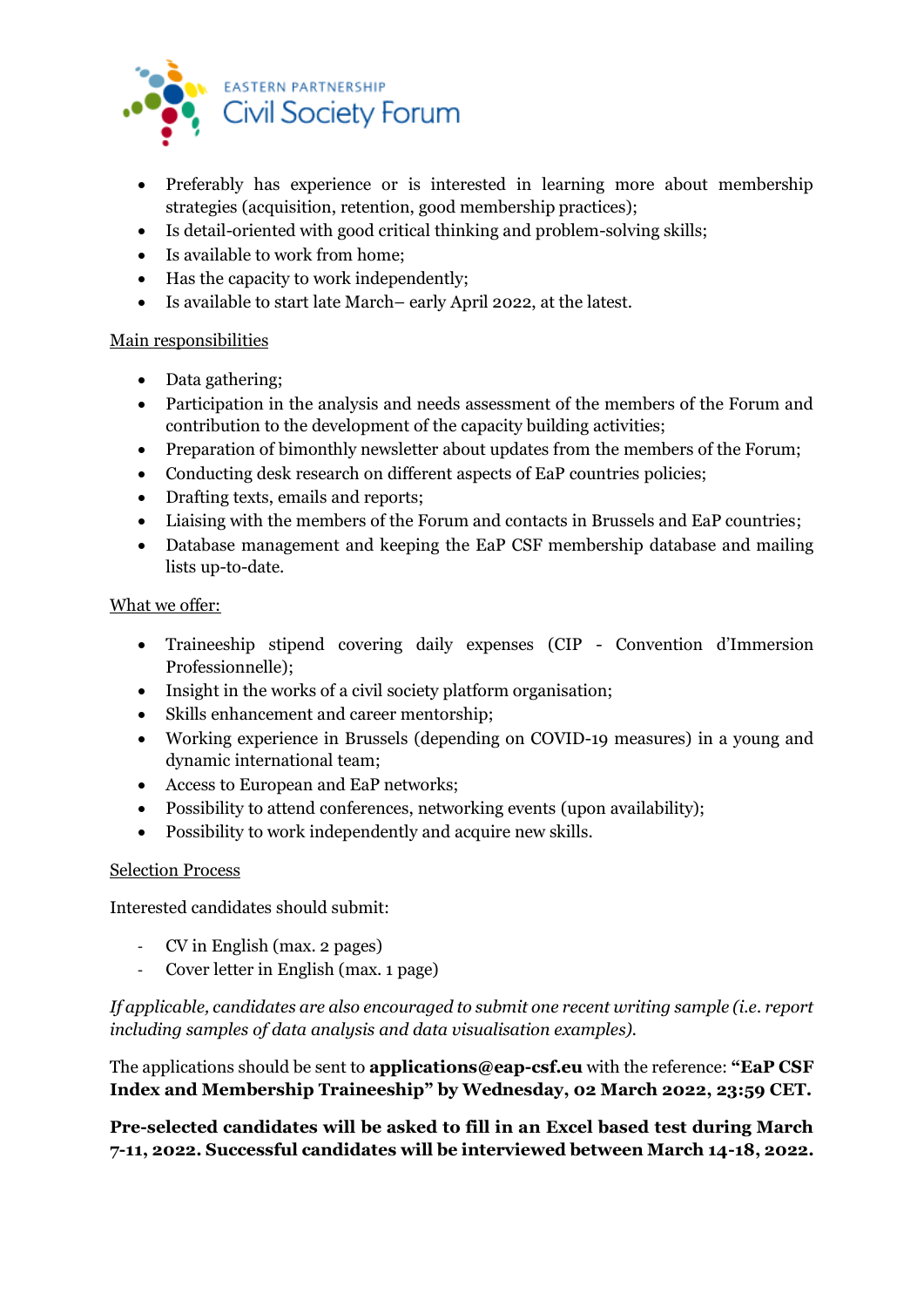- Preferably has experience or is interested in learning more about membership strategies (acquisition, retention, good membership practices);
- Is detail-oriented with good critical thinking and problem-solving skills;
- Is available to work from home;
- Has the capacity to work independently;
- Is available to start late March– early April 2022, at the latest.

<u>Main responsibilities</u>

- Data gathering;
- Participation in the analysis and needs assessment of the members of the Forum and contribution to the development of the capacity building activities;
- Preparation of bimonthly newsletter about updates from the members of the Forum;
- Conducting desk research on different aspects of EaP countries policies;
- Drafting texts, emails and reports;
- Liaising with the members of the Forum and contacts in Brussels and EaP countries;
- Database management and keeping the EaP CSF membership database and mailing lists up-to-date.

<u>What we offer:</u>

- Traineeship stipend covering daily expenses (CIP - Convention d'Immersion Professionnelle);
- Insight in the works of a civil society platform organisation;
- Skills enhancement and career mentorship;
- Working experience in Brussels (depending on COVID-19 measures) in a young and dynamic international team;
- Access to European and EaP networks;
- Possibility to attend conferences, networking events (upon availability);
- Possibility to work independently and acquire new skills.

<u>Selection Process</u>

Interested candidates should submit:

- CV in English (max. 2 pages)
- Cover letter in English (max. 1 page)

*If applicable, candidates are also encouraged to submit one recent writing sample (i.e. report including samples of data analysis and data visualisation examples).*

The applications should be sent to **applications@eap-csf.eu** with the reference: **"EaP CSF Index and Membership Traineeship" by Wednesday, 02 March 2022, 23:59 CET.**

**Pre-selected candidates will be asked to fill in an Excel based test during March 7-11, 2022. Successful candidates will be interviewed between March 14-18, 2022.**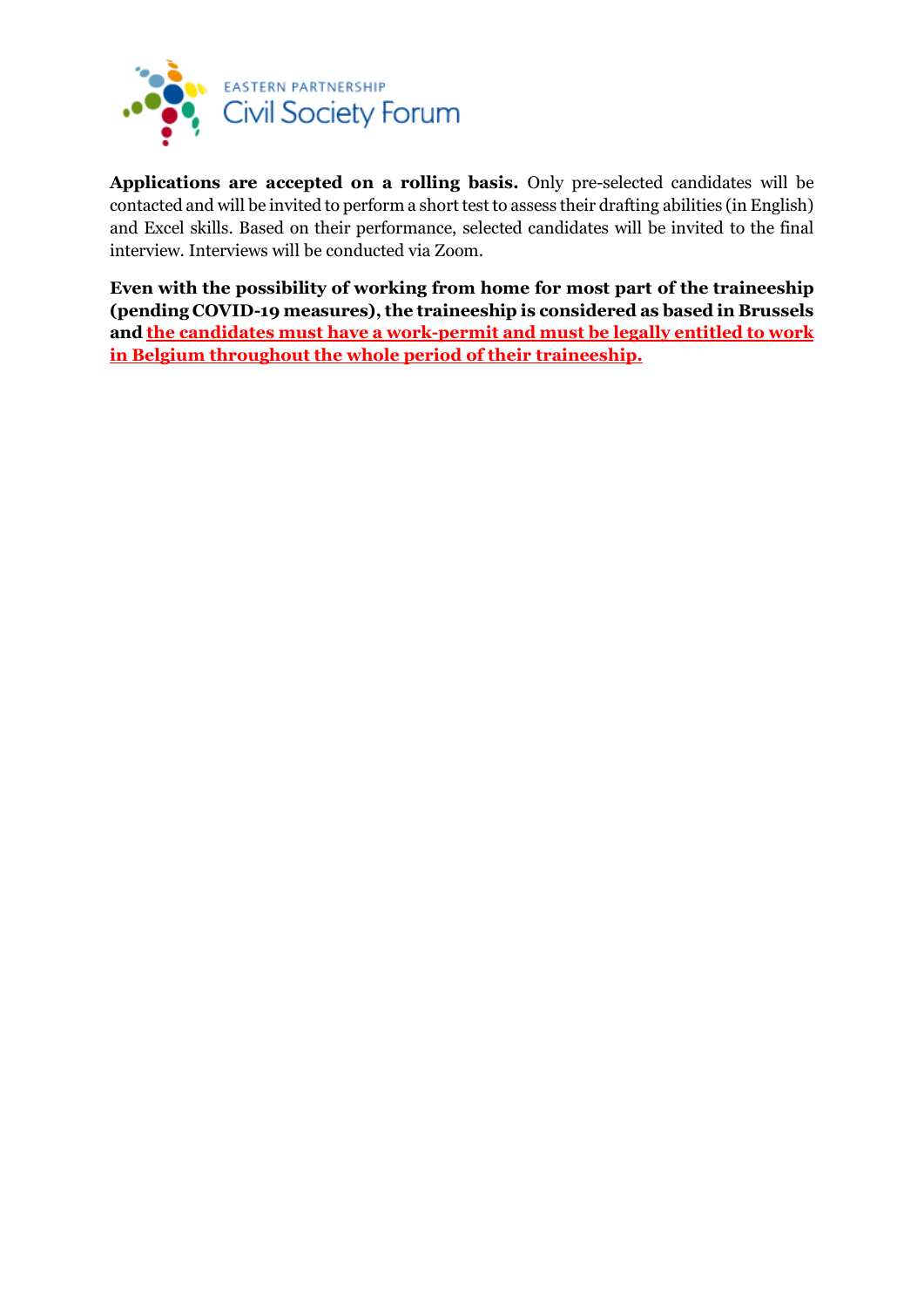**Applications are accepted on a rolling basis.** Only pre-selected candidates will be contacted and will be invited to perform a short test to assess their drafting abilities (in English) and Excel skills. Based on their performance, selected candidates will be invited to the final interview. Interviews will be conducted via Zoom.

**Even with the possibility of working from home for most part of the traineeship (pending COVID-19 measures), the traineeship is considered as based in Brussels and the candidates must have a work-permit and must be legally entitled to work in Belgium throughout the whole period of their traineeship.**